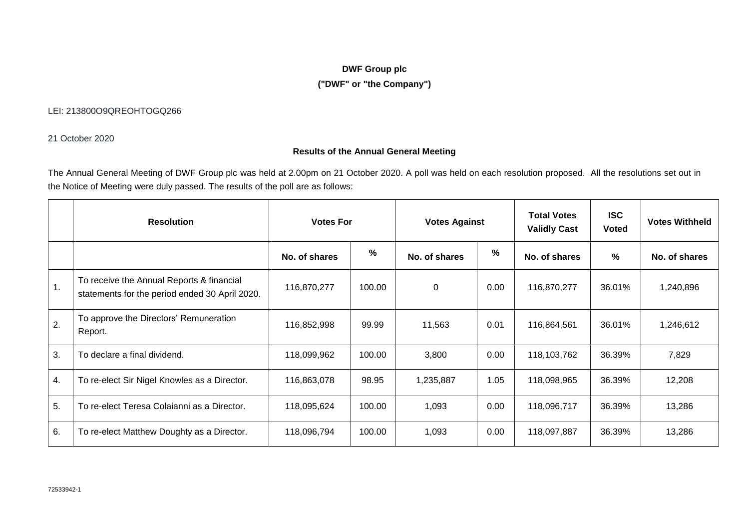**DWF Group plc**

**("DWF" or "the Company")**

LEI: 213800O9QREOHTOGQ266

21 October 2020

**Results of the Annual General Meeting**

The Annual General Meeting of DWF Group plc was held at 2.00pm on 21 October 2020. A poll was held on each resolution proposed. All the resolutions set out in the Notice of Meeting were duly passed. The results of the poll are as follows:

| | Resolution | Votes For | | Votes Against | | Total Votes Validly Cast | ISC Voted | Votes Withheld |
|---|---|---|---|---|---|---|---|---|
| | | No. of shares | % | No. of shares | % | No. of shares | % | No. of shares |
| 1. | To receive the Annual Reports & financial statements for the period ended 30 April 2020. | 116,870,277 | 100.00 | 0 | 0.00 | 116,870,277 | 36.01% | 1,240,896 |
| 2. | To approve the Directors' Remuneration Report. | 116,852,998 | 99.99 | 11,563 | 0.01 | 116,864,561 | 36.01% | 1,246,612 |
| 3. | To declare a final dividend. | 118,099,962 | 100.00 | 3,800 | 0.00 | 118,103,762 | 36.39% | 7,829 |
| 4. | To re-elect Sir Nigel Knowles as a Director. | 116,863,078 | 98.95 | 1,235,887 | 1.05 | 118,098,965 | 36.39% | 12,208 |
| 5. | To re-elect Teresa Colaianni as a Director. | 118,095,624 | 100.00 | 1,093 | 0.00 | 118,096,717 | 36.39% | 13,286 |
| 6. | To re-elect Matthew Doughty as a Director. | 118,096,794 | 100.00 | 1,093 | 0.00 | 118,097,887 | 36.39% | 13,286 |

72533942-1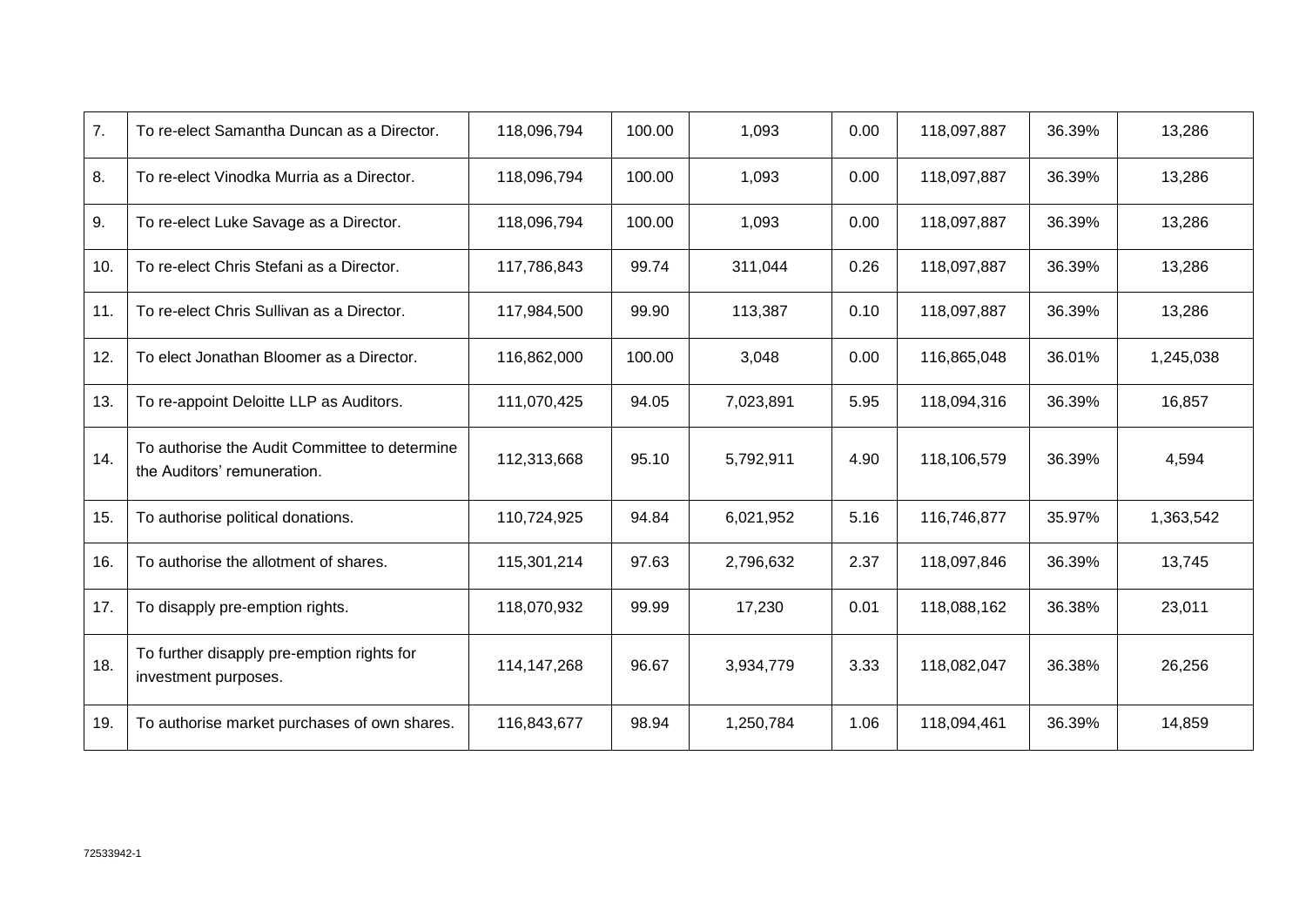| 7. | To re-elect Samantha Duncan as a Director. | 118,096,794 | 100.00 | 1,093 | 0.00 | 118,097,887 | 36.39% | 13,286 |
|---|---|---|---|---|---|---|---|---|
| 8. | To re-elect Vinodka Murria as a Director. | 118,096,794 | 100.00 | 1,093 | 0.00 | 118,097,887 | 36.39% | 13,286 |
| 9. | To re-elect Luke Savage as a Director. | 118,096,794 | 100.00 | 1,093 | 0.00 | 118,097,887 | 36.39% | 13,286 |
| 10. | To re-elect Chris Stefani as a Director. | 117,786,843 | 99.74 | 311,044 | 0.26 | 118,097,887 | 36.39% | 13,286 |
| 11. | To re-elect Chris Sullivan as a Director. | 117,984,500 | 99.90 | 113,387 | 0.10 | 118,097,887 | 36.39% | 13,286 |
| 12. | To elect Jonathan Bloomer as a Director. | 116,862,000 | 100.00 | 3,048 | 0.00 | 116,865,048 | 36.01% | 1,245,038 |
| 13. | To re-appoint Deloitte LLP as Auditors. | 111,070,425 | 94.05 | 7,023,891 | 5.95 | 118,094,316 | 36.39% | 16,857 |
| 14. | To authorise the Audit Committee to determine the Auditors' remuneration. | 112,313,668 | 95.10 | 5,792,911 | 4.90 | 118,106,579 | 36.39% | 4,594 |
| 15. | To authorise political donations. | 110,724,925 | 94.84 | 6,021,952 | 5.16 | 116,746,877 | 35.97% | 1,363,542 |
| 16. | To authorise the allotment of shares. | 115,301,214 | 97.63 | 2,796,632 | 2.37 | 118,097,846 | 36.39% | 13,745 |
| 17. | To disapply pre-emption rights. | 118,070,932 | 99.99 | 17,230 | 0.01 | 118,088,162 | 36.38% | 23,011 |
| 18. | To further disapply pre-emption rights for investment purposes. | 114,147,268 | 96.67 | 3,934,779 | 3.33 | 118,082,047 | 36.38% | 26,256 |
| 19. | To authorise market purchases of own shares. | 116,843,677 | 98.94 | 1,250,784 | 1.06 | 118,094,461 | 36.39% | 14,859 |

72533942-1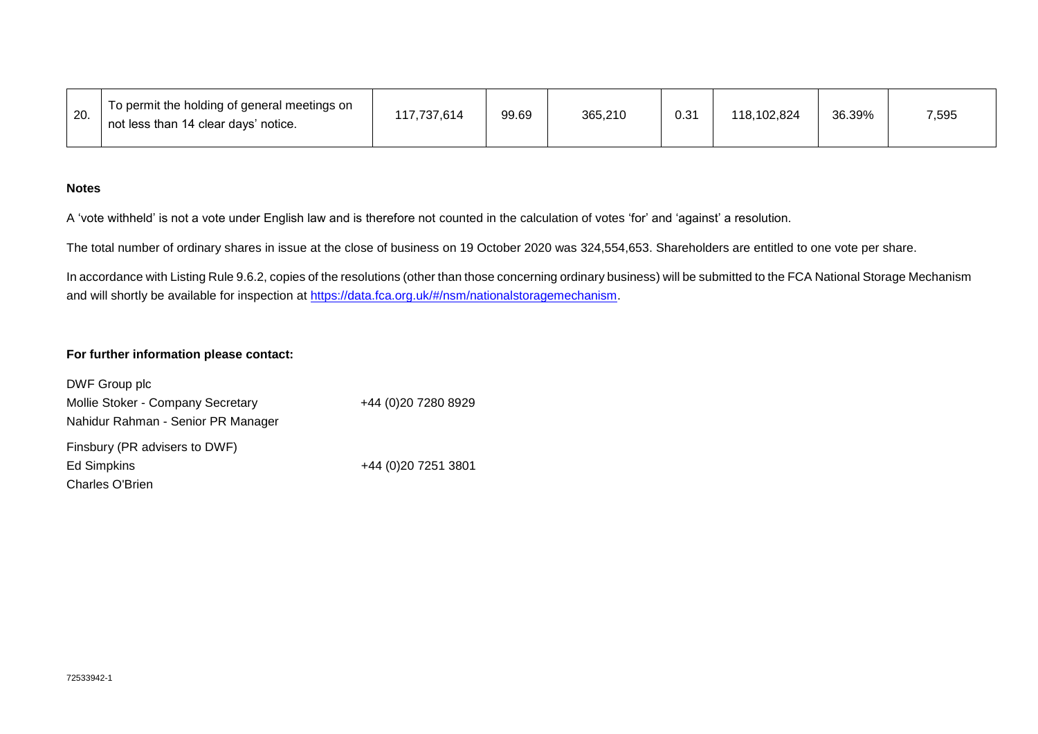| | | | | | | | | |
|---|---|---|---|---|---|---|---|---|
| 20. | To permit the holding of general meetings on not less than 14 clear days' notice. | 117,737,614 | 99.69 | 365,210 | 0.31 | 118,102,824 | 36.39% | 7,595 |

**Notes**

A 'vote withheld' is not a vote under English law and is therefore not counted in the calculation of votes 'for' and 'against' a resolution.

The total number of ordinary shares in issue at the close of business on 19 October 2020 was 324,554,653. Shareholders are entitled to one vote per share.

In accordance with Listing Rule 9.6.2, copies of the resolutions (other than those concerning ordinary business) will be submitted to the FCA National Storage Mechanism and will shortly be available for inspection at https://data.fca.org.uk/#/nsm/nationalstoragemechanism.

**For further information please contact:**

DWF Group plc
Mollie Stoker - Company Secretary +44 (0)20 7280 8929
Nahidur Rahman - Senior PR Manager

Finsbury (PR advisers to DWF)
Ed Simpkins +44 (0)20 7251 3801
Charles O'Brien

72533942-1